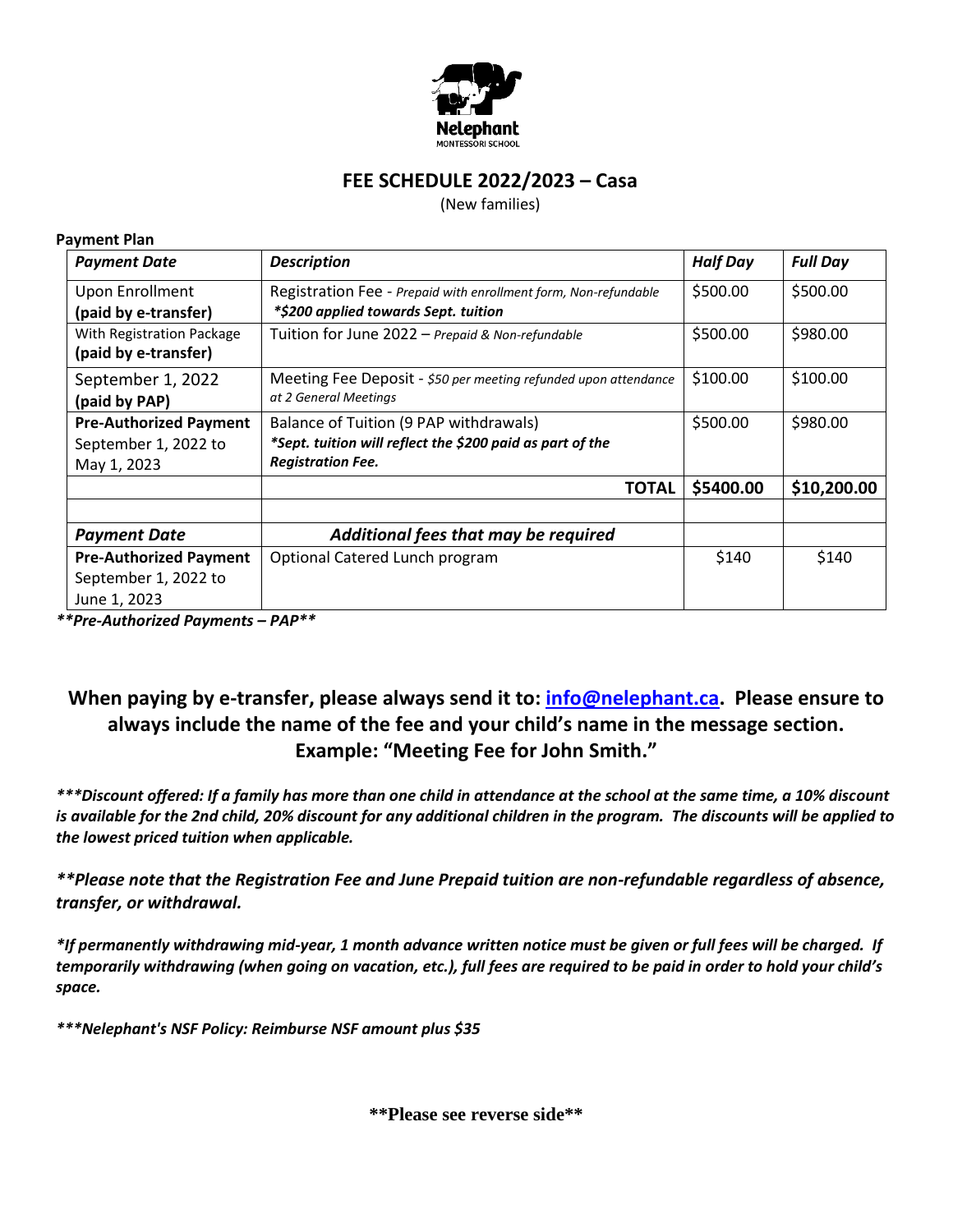Nelephant
MONTESSORI SCHOOL

## FEE SCHEDULE 2022/2023 – Casa

(New families)

**Payment Plan**

| *Payment Date* | *Description* | *Half Day* | *Full Day* |
|---|---|---|---|
| Upon Enrollment **(paid by e-transfer)** | Registration Fee - *Prepaid with enrollment form, Non-refundable* ***$200 applied towards Sept. tuition*** | $500.00 | $500.00 |
| With Registration Package **(paid by e-transfer)** | Tuition for June 2022 – *Prepaid & Non-refundable* | $500.00 | $980.00 |
| September 1, 2022 **(paid by PAP)** | Meeting Fee Deposit - *$50 per meeting refunded upon attendance at 2 General Meetings* | $100.00 | $100.00 |
| **Pre-Authorized Payment** September 1, 2022 to May 1, 2023 | Balance of Tuition (9 PAP withdrawals) ***Sept. tuition will reflect the $200 paid as part of the Registration Fee.*** | $500.00 | $980.00 |
| | **TOTAL** | **$5400.00** | **$10,200.00** |
| | | | |
| ***Payment Date*** | ***Additional fees that may be required*** | | |
| **Pre-Authorized Payment** September 1, 2022 to June 1, 2023 | Optional Catered Lunch program | $140 | $140 |

***\*\*Pre-Authorized Payments – PAP\*\****

### When paying by e-transfer, please always send it to: info@nelephant.ca. Please ensure to always include the name of the fee and your child's name in the message section. Example: "Meeting Fee for John Smith."

***\*\*\*Discount offered: If a family has more than one child in attendance at the school at the same time, a 10% discount is available for the 2nd child, 20% discount for any additional children in the program. The discounts will be applied to the lowest priced tuition when applicable.***

***\*\*Please note that the Registration Fee and June Prepaid tuition are non-refundable regardless of absence, transfer, or withdrawal.***

***\*If permanently withdrawing mid-year, 1 month advance written notice must be given or full fees will be charged. If temporarily withdrawing (when going on vacation, etc.), full fees are required to be paid in order to hold your child's space.***

***\*\*\*Nelephant's NSF Policy: Reimburse NSF amount plus $35***

**\*\*Please see reverse side\*\***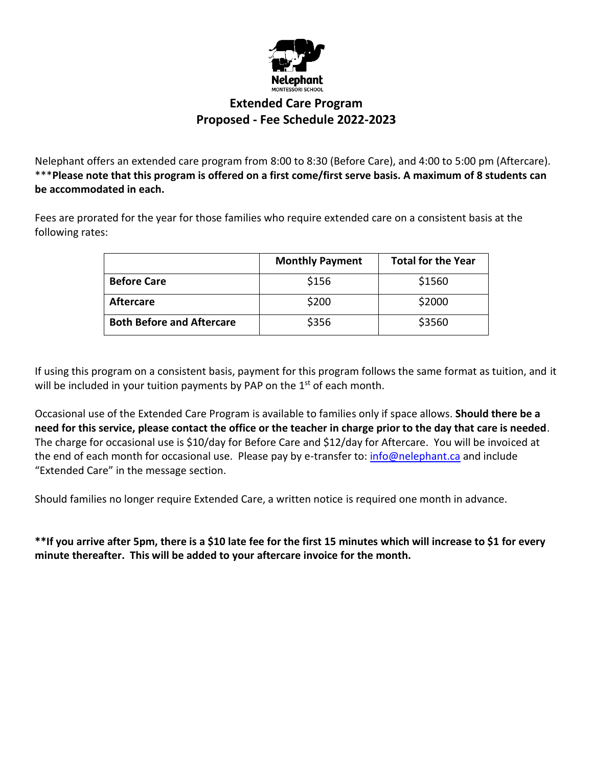Nelephant
MONTESSORI SCHOOL

## Extended Care Program
## Proposed - Fee Schedule 2022-2023

Nelephant offers an extended care program from 8:00 to 8:30 (Before Care), and 4:00 to 5:00 pm (Aftercare). ***Please note that this program is offered on a first come/first serve basis. A maximum of 8 students can be accommodated in each.**

Fees are prorated for the year for those families who require extended care on a consistent basis at the following rates:

| | Monthly Payment | Total for the Year |
|---|---|---|
| **Before Care** | $156 | $1560 |
| **Aftercare** | $200 | $2000 |
| **Both Before and Aftercare** | $356 | $3560 |

If using this program on a consistent basis, payment for this program follows the same format as tuition, and it will be included in your tuition payments by PAP on the 1st of each month.

Occasional use of the Extended Care Program is available to families only if space allows. **Should there be a need for this service, please contact the office or the teacher in charge prior to the day that care is needed**. The charge for occasional use is $10/day for Before Care and $12/day for Aftercare. You will be invoiced at the end of each month for occasional use. Please pay by e-transfer to: info@nelephant.ca and include "Extended Care" in the message section.

Should families no longer require Extended Care, a written notice is required one month in advance.

****If you arrive after 5pm, there is a $10 late fee for the first 15 minutes which will increase to $1 for every minute thereafter. This will be added to your aftercare invoice for the month.**